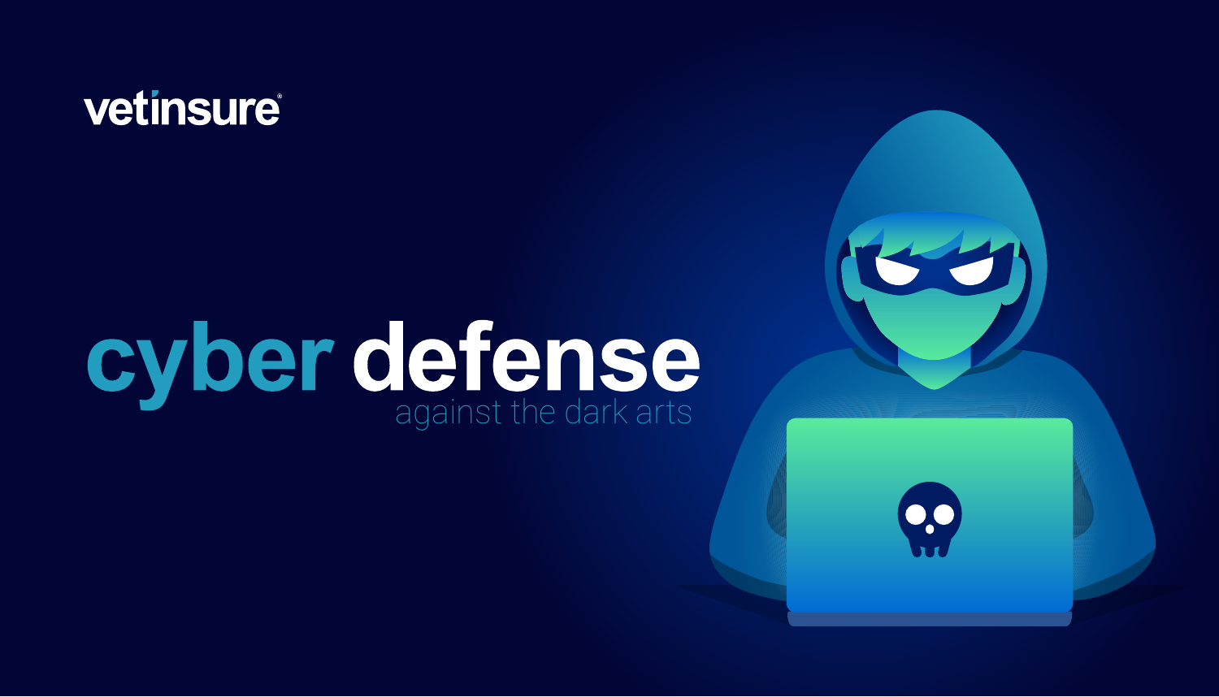vetinsure®

# cyber defense

against the dark arts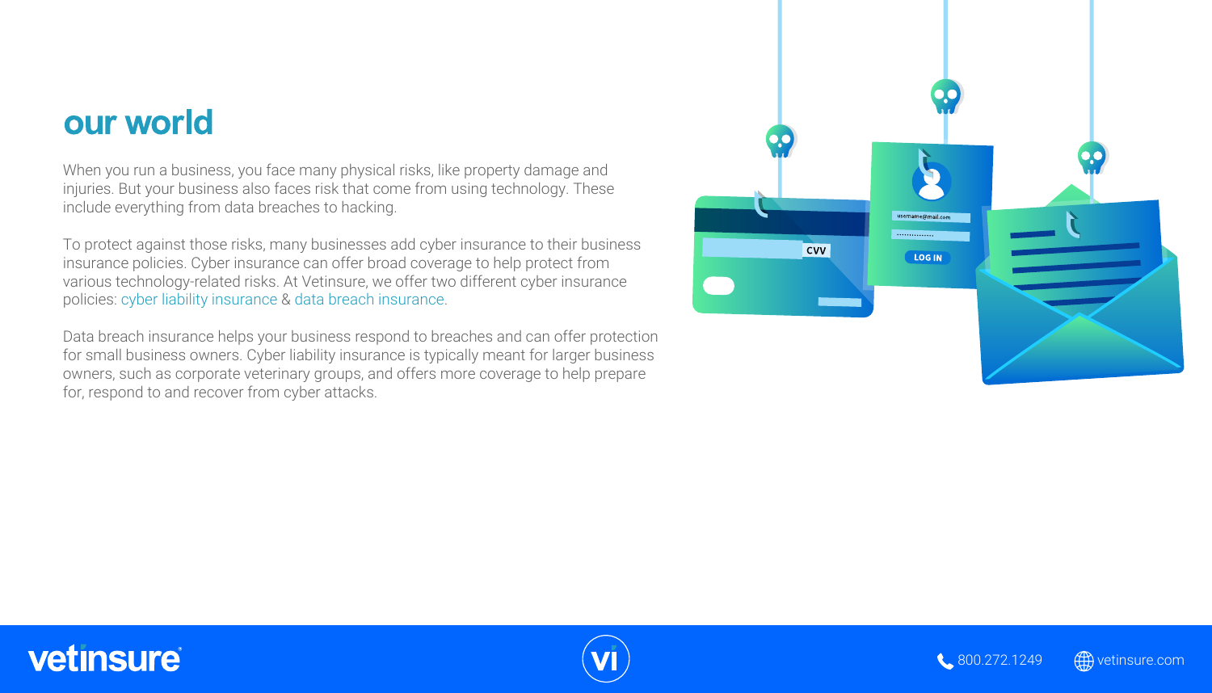# our world

When you run a business, you face many physical risks, like property damage and injuries. But your business also faces risk that come from using technology. These include everything from data breaches to hacking.

To protect against those risks, many businesses add cyber insurance to their business insurance policies. Cyber insurance can offer broad coverage to help protect from various technology-related risks. At Vetinsure, we offer two different cyber insurance policies: cyber liability insurance & data breach insurance.

Data breach insurance helps your business respond to breaches and can offer protection for small business owners. Cyber liability insurance is typically meant for larger business owners, such as corporate veterinary groups, and offers more coverage to help prepare for, respond to and recover from cyber attacks.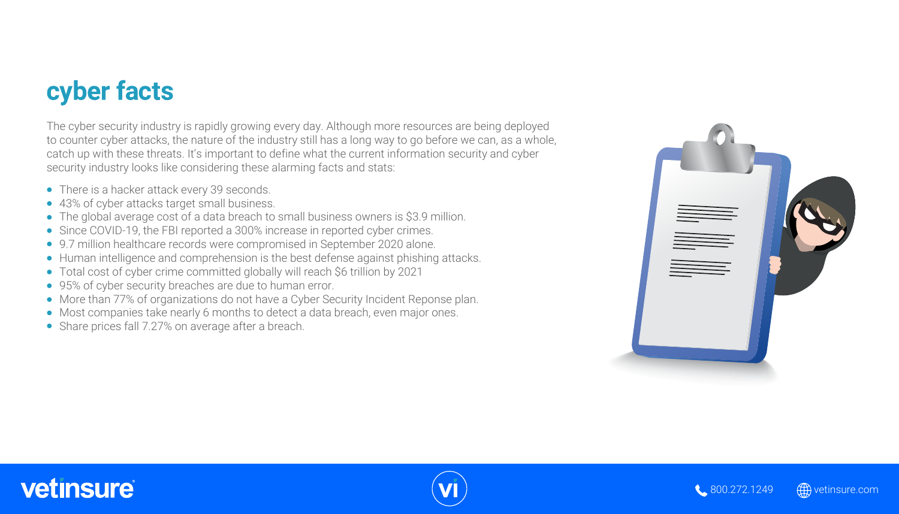# cyber facts

The cyber security industry is rapidly growing every day. Although more resources are being deployed to counter cyber attacks, the nature of the industry still has a long way to go before we can, as a whole, catch up with these threats. It's important to define what the current information security and cyber security industry looks like considering these alarming facts and stats:

- There is a hacker attack every 39 seconds.
- 43% of cyber attacks target small business.
- The global average cost of a data breach to small business owners is $3.9 million.
- Since COVID-19, the FBI reported a 300% increase in reported cyber crimes.
- 9.7 million healthcare records were compromised in September 2020 alone.
- Human intelligence and comprehension is the best defense against phishing attacks.
- Total cost of cyber crime committed globally will reach $6 trillion by 2021
- 95% of cyber security breaches are due to human error.
- More than 77% of organizations do not have a Cyber Security Incident Reponse plan.
- Most companies take nearly 6 months to detect a data breach, even major ones.
- Share prices fall 7.27% on average after a breach.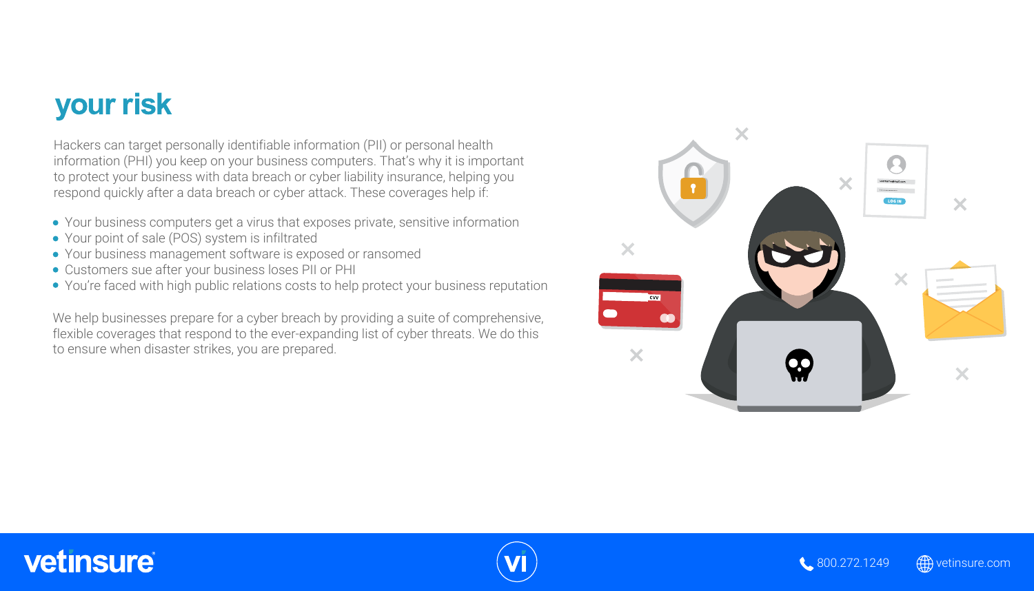# your risk

Hackers can target personally identifiable information (PII) or personal health information (PHI) you keep on your business computers. That's why it is important to protect your business with data breach or cyber liability insurance, helping you respond quickly after a data breach or cyber attack. These coverages help if:

- Your business computers get a virus that exposes private, sensitive information
- Your point of sale (POS) system is infiltrated
- Your business management software is exposed or ransomed
- Customers sue after your business loses PII or PHI
- You're faced with high public relations costs to help protect your business reputation

We help businesses prepare for a cyber breach by providing a suite of comprehensive, flexible coverages that respond to the ever-expanding list of cyber threats. We do this to ensure when disaster strikes, you are prepared.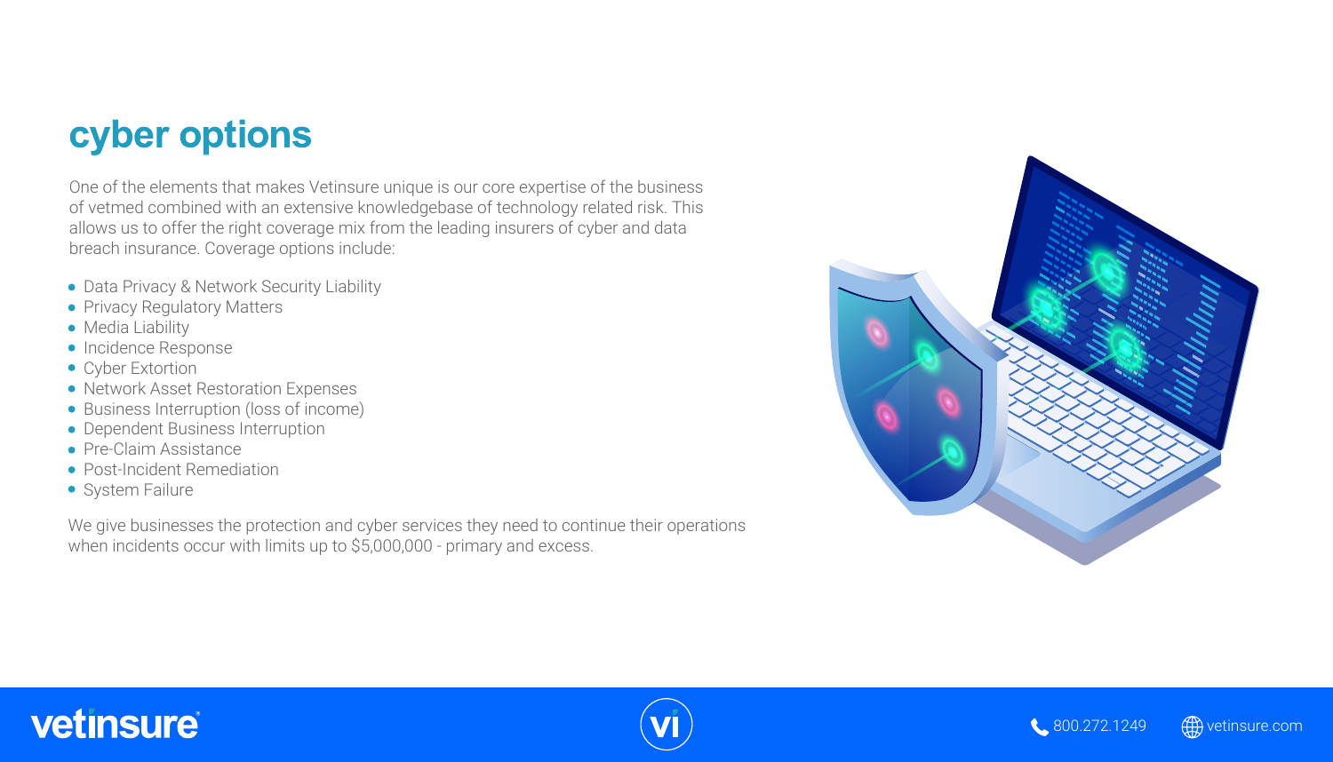# cyber options

One of the elements that makes Vetinsure unique is our core expertise of the business of vetmed combined with an extensive knowledgebase of technology related risk. This allows us to offer the right coverage mix from the leading insurers of cyber and data breach insurance. Coverage options include:

- Data Privacy & Network Security Liability
- Privacy Regulatory Matters
- Media Liability
- Incidence Response
- Cyber Extortion
- Network Asset Restoration Expenses
- Business Interruption (loss of income)
- Dependent Business Interruption
- Pre-Claim Assistance
- Post-Incident Remediation
- System Failure

We give businesses the protection and cyber services they need to continue their operations when incidents occur with limits up to $5,000,000 - primary and excess.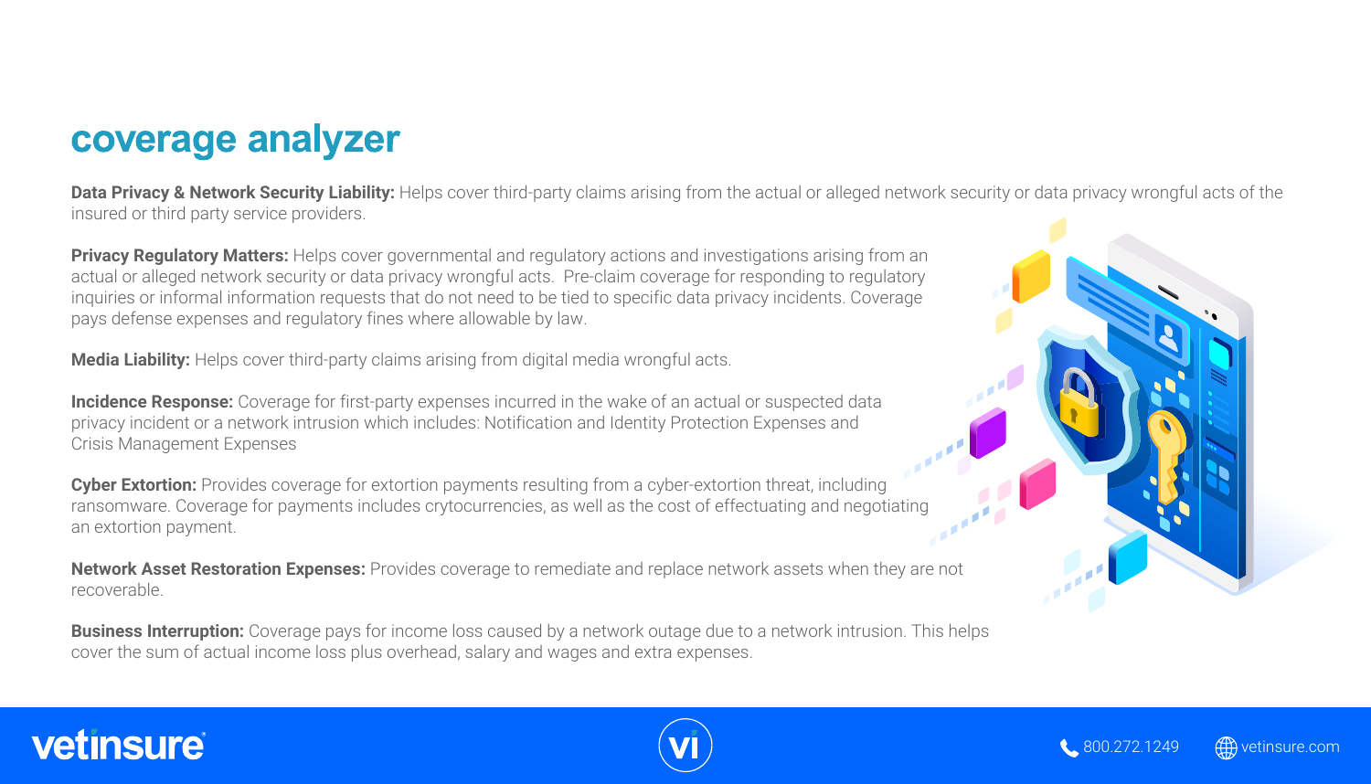# coverage analyzer

**Data Privacy & Network Security Liability:** Helps cover third-party claims arising from the actual or alleged network security or data privacy wrongful acts of the insured or third party service providers.

**Privacy Regulatory Matters:** Helps cover governmental and regulatory actions and investigations arising from an actual or alleged network security or data privacy wrongful acts. Pre-claim coverage for responding to regulatory inquiries or informal information requests that do not need to be tied to specific data privacy incidents. Coverage pays defense expenses and regulatory fines where allowable by law.

**Media Liability:** Helps cover third-party claims arising from digital media wrongful acts.

**Incidence Response:** Coverage for first-party expenses incurred in the wake of an actual or suspected data privacy incident or a network intrusion which includes: Notification and Identity Protection Expenses and Crisis Management Expenses

**Cyber Extortion:** Provides coverage for extortion payments resulting from a cyber-extortion threat, including ransomware. Coverage for payments includes crytocurrencies, as well as the cost of effectuating and negotiating an extortion payment.

**Network Asset Restoration Expenses:** Provides coverage to remediate and replace network assets when they are not recoverable.

**Business Interruption:** Coverage pays for income loss caused by a network outage due to a network intrusion. This helps cover the sum of actual income loss plus overhead, salary and wages and extra expenses.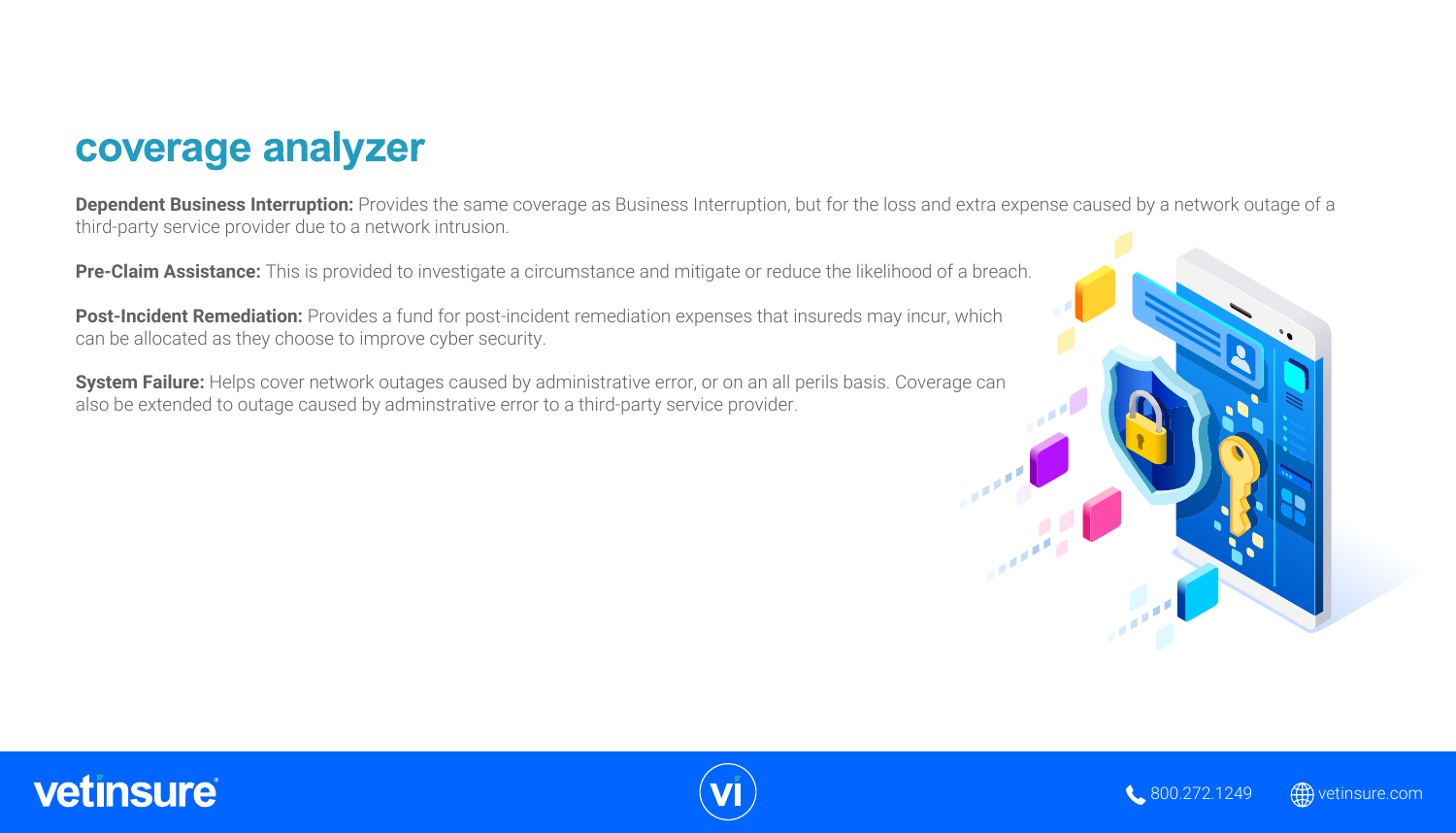## coverage analyzer

**Dependent Business Interruption:** Provides the same coverage as Business Interruption, but for the loss and extra expense caused by a network outage of a third-party service provider due to a network intrusion.

**Pre-Claim Assistance:** This is provided to investigate a circumstance and mitigate or reduce the likelihood of a breach.

**Post-Incident Remediation:** Provides a fund for post-incident remediation expenses that insureds may incur, which can be allocated as they choose to improve cyber security.

**System Failure:** Helps cover network outages caused by administrative error, or on an all perils basis. Coverage can also be extended to outage caused by adminstrative error to a third-party service provider.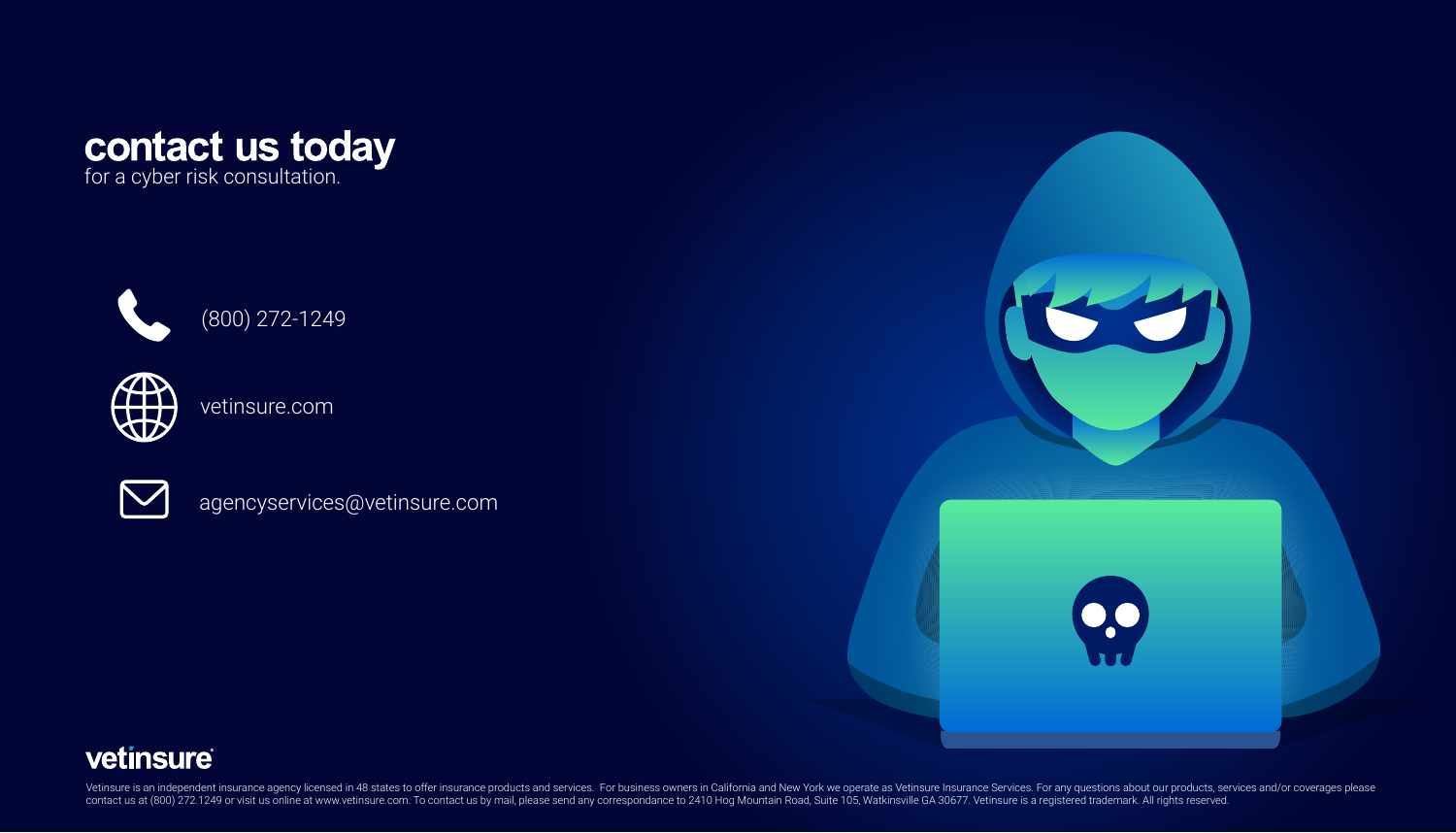# contact us today

for a cyber risk consultation.

(800) 272-1249

vetinsure.com

agencyservices@vetinsure.com

**vetinsure**

Vetinsure is an independent insurance agency licensed in 48 states to offer insurance products and services. For business owners in California and New York we operate as Vetinsure Insurance Services. For any questions about our products, services and/or coverages please contact us at (800) 272.1249 or visit us online at www.vetinsure.com. To contact us by mail, please send any correspondance to 2410 Hog Mountain Road, Suite 105, Watkinsville GA 30677. Vetinsure is a registered trademark. All rights reserved.